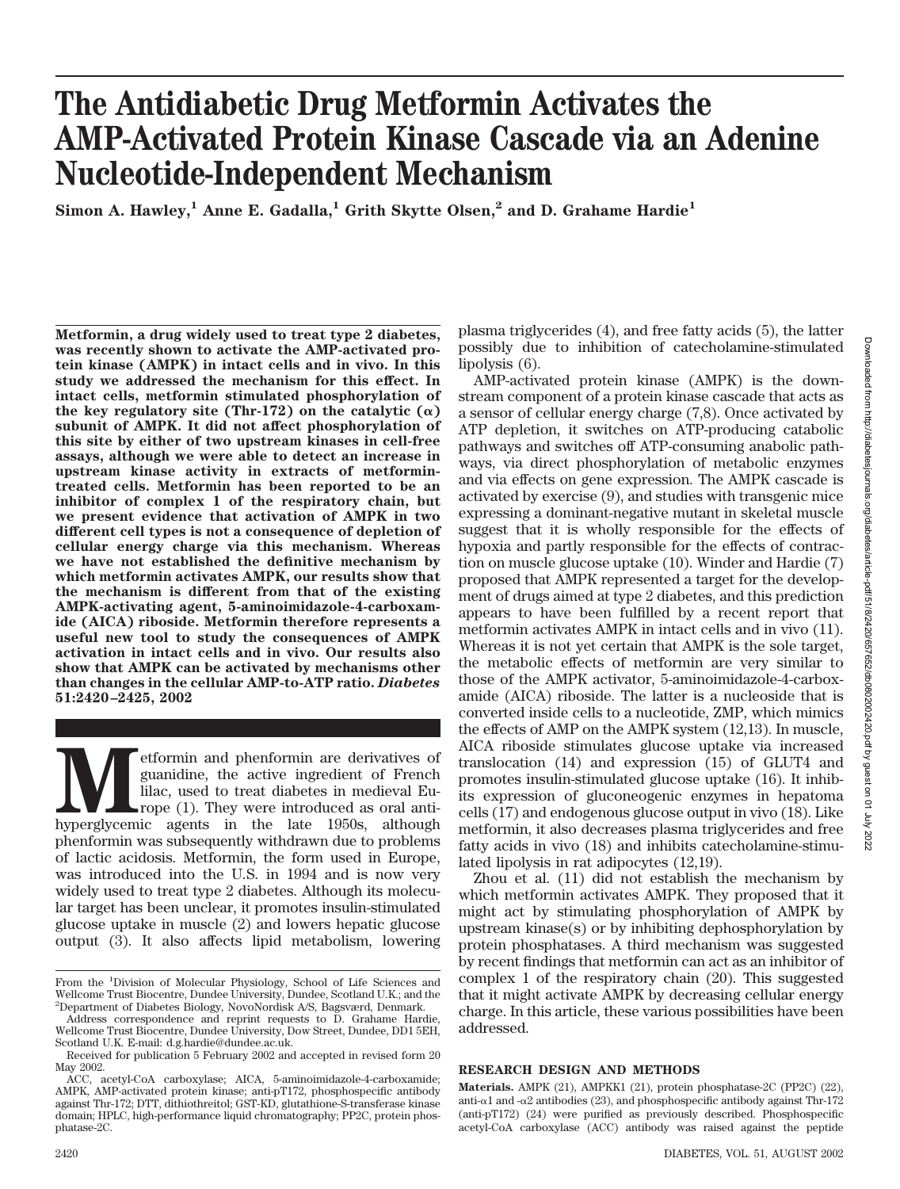# The Antidiabetic Drug Metformin Activates the AMP-Activated Protein Kinase Cascade via an Adenine Nucleotide-Independent Mechanism

**Simon A. Hawley,[1] Anne E. Gadalla,[1] Grith Skytte Olsen,[2] and D. Grahame Hardie[1]**

**Metformin, a drug widely used to treat type 2 diabetes, was recently shown to activate the AMP-activated protein kinase (AMPK) in intact cells and in vivo. In this study we addressed the mechanism for this effect. In intact cells, metformin stimulated phosphorylation of the key regulatory site (Thr-172) on the catalytic (α) subunit of AMPK. It did not affect phosphorylation of this site by either of two upstream kinases in cell-free assays, although we were able to detect an increase in upstream kinase activity in extracts of metformin-treated cells. Metformin has been reported to be an inhibitor of complex 1 of the respiratory chain, but we present evidence that activation of AMPK in two different cell types is not a consequence of depletion of cellular energy charge via this mechanism. Whereas we have not established the definitive mechanism by which metformin activates AMPK, our results show that the mechanism is different from that of the existing AMPK-activating agent, 5-aminoimidazole-4-carboxamide (AICA) riboside. Metformin therefore represents a useful new tool to study the consequences of AMPK activation in intact cells and in vivo. Our results also show that AMPK can be activated by mechanisms other than changes in the cellular AMP-to-ATP ratio.** ***Diabetes*** **51:2420–2425, 2002**

Metformin and phenformin are derivatives of guanidine, the active ingredient of French lilac, used to treat diabetes in medieval Europe (1). They were introduced as oral antihyperglycemic agents in the late 1950s, although phenformin was subsequently withdrawn due to problems of lactic acidosis. Metformin, the form used in Europe, was introduced into the U.S. in 1994 and is now very widely used to treat type 2 diabetes. Although its molecular target has been unclear, it promotes insulin-stimulated glucose uptake in muscle (2) and lowers hepatic glucose output (3). It also affects lipid metabolism, lowering plasma triglycerides (4), and free fatty acids (5), the latter possibly due to inhibition of catecholamine-stimulated lipolysis (6).

AMP-activated protein kinase (AMPK) is the downstream component of a protein kinase cascade that acts as a sensor of cellular energy charge (7,8). Once activated by ATP depletion, it switches on ATP-producing catabolic pathways and switches off ATP-consuming anabolic pathways, via direct phosphorylation of metabolic enzymes and via effects on gene expression. The AMPK cascade is activated by exercise (9), and studies with transgenic mice expressing a dominant-negative mutant in skeletal muscle suggest that it is wholly responsible for the effects of hypoxia and partly responsible for the effects of contraction on muscle glucose uptake (10). Winder and Hardie (7) proposed that AMPK represented a target for the development of drugs aimed at type 2 diabetes, and this prediction appears to have been fulfilled by a recent report that metformin activates AMPK in intact cells and in vivo (11). Whereas it is not yet certain that AMPK is the sole target, the metabolic effects of metformin are very similar to those of the AMPK activator, 5-aminoimidazole-4-carboxamide (AICA) riboside. The latter is a nucleoside that is converted inside cells to a nucleotide, ZMP, which mimics the effects of AMP on the AMPK system (12,13). In muscle, AICA riboside stimulates glucose uptake via increased translocation (14) and expression (15) of GLUT4 and promotes insulin-stimulated glucose uptake (16). It inhibits its expression of gluconeogenic enzymes in hepatoma cells (17) and endogenous glucose output in vivo (18). Like metformin, it also decreases plasma triglycerides and free fatty acids in vivo (18) and inhibits catecholamine-stimulated lipolysis in rat adipocytes (12,19).

Zhou et al. (11) did not establish the mechanism by which metformin activates AMPK. They proposed that it might act by stimulating phosphorylation of AMPK by upstream kinase(s) or by inhibiting dephosphorylation by protein phosphatases. A third mechanism was suggested by recent findings that metformin can act as an inhibitor of complex 1 of the respiratory chain (20). This suggested that it might activate AMPK by decreasing cellular energy charge. In this article, these various possibilities have been addressed.

## RESEARCH DESIGN AND METHODS

**Materials.** AMPK (21), AMPKK1 (21), protein phosphatase-2C (PP2C) (22), anti-α1 and -α2 antibodies (23), and phosphospecific antibody against Thr-172 (anti-pT172) (24) were purified as previously described. Phosphospecific acetyl-CoA carboxylase (ACC) antibody was raised against the peptide

From the [1]Division of Molecular Physiology, School of Life Sciences and Wellcome Trust Biocentre, Dundee University, Dundee, Scotland U.K.; and the [2]Department of Diabetes Biology, NovoNordisk A/S, Bagsværd, Denmark.

Address correspondence and reprint requests to D. Grahame Hardie, Wellcome Trust Biocentre, Dundee University, Dow Street, Dundee, DD1 5EH, Scotland U.K. E-mail: d.g.hardie@dundee.ac.uk.

Received for publication 5 February 2002 and accepted in revised form 20 May 2002.

ACC, acetyl-CoA carboxylase; AICA, 5-aminoimidazole-4-carboxamide; AMPK, AMP-activated protein kinase; anti-pT172, phosphospecific antibody against Thr-172; DTT, dithiothreitol; GST-KD, glutathione-S-transferase kinase domain; HPLC, high-performance liquid chromatography; PP2C, protein phosphatase-2C.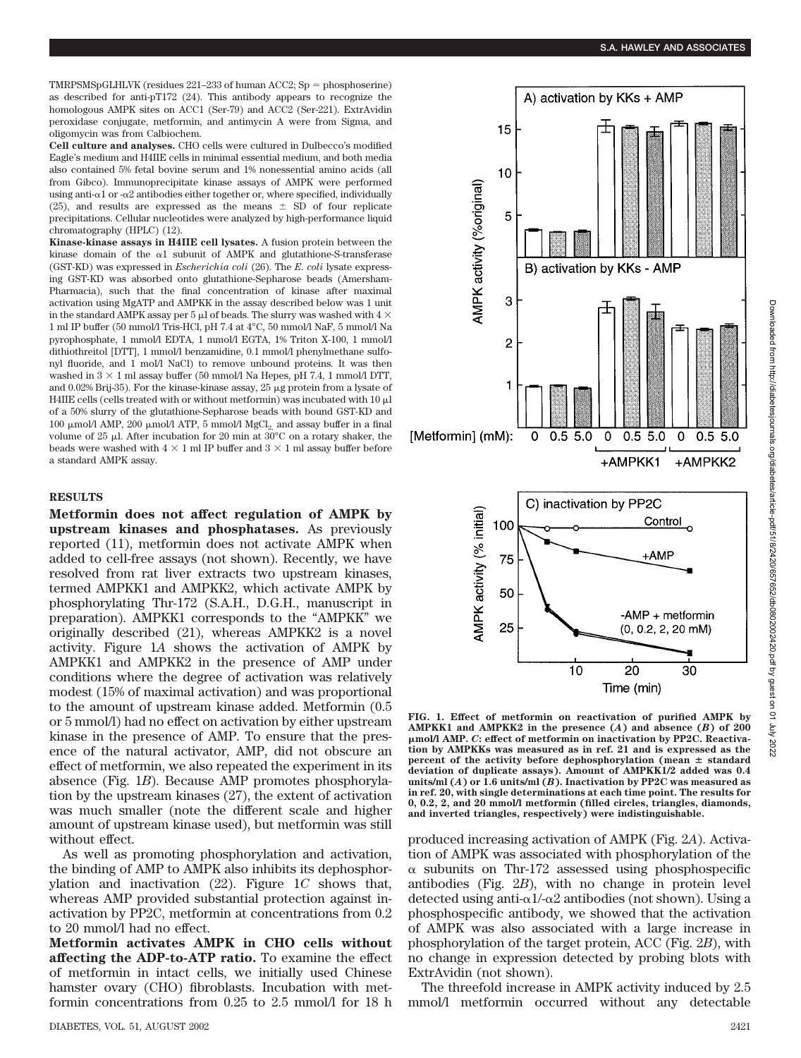TMRPSMSpGLHLVK (residues 221–233 of human ACC2; Sp = phosphoserine) as described for anti-pT172 (24). This antibody appears to recognize the homologous AMPK sites on ACC1 (Ser-79) and ACC2 (Ser-221). ExtrAvidin peroxidase conjugate, metformin, and antimycin A were from Sigma, and oligomycin was from Calbiochem.

**Cell culture and analyses.** CHO cells were cultured in Dulbecco's modified Eagle's medium and H4IIE cells in minimal essential medium, and both media also contained 5% fetal bovine serum and 1% nonessential amino acids (all from Gibco). Immunoprecipitate kinase assays of AMPK were performed using anti-α1 or -α2 antibodies either together or, where specified, individually (25), and results are expressed as the means ± SD of four replicate precipitations. Cellular nucleotides were analyzed by high-performance liquid chromatography (HPLC) (12).

**Kinase-kinase assays in H4IIE cell lysates.** A fusion protein between the kinase domain of the α1 subunit of AMPK and glutathione-S-transferase (GST-KD) was expressed in *Escherichia coli* (26). The *E. coli* lysate expressing GST-KD was absorbed onto glutathione-Sepharose beads (Amersham-Pharmacia), such that the final concentration of kinase after maximal activation using MgATP and AMPKK in the assay described below was 1 unit in the standard AMPK assay per 5 μl of beads. The slurry was washed with 4 × 1 ml IP buffer (50 mmol/l Tris-HCl, pH 7.4 at 4°C, 50 mmol/l NaF, 5 mmol/l Na pyrophosphate, 1 mmol/l EDTA, 1 mmol/l EGTA, 1% Triton X-100, 1 mmol/l dithiothreitol [DTT], 1 mmol/l benzamidine, 0.1 mmol/l phenylmethane sulfonyl fluoride, and 1 mol/l NaCl) to remove unbound proteins. It was then washed in 3 × 1 ml assay buffer (50 mmol/l Na Hepes, pH 7.4, 1 mmol/l DTT, and 0.02% Brij-35). For the kinase-kinase assay, 25 μg protein from a lysate of H4IIE cells (cells treated with or without metformin) was incubated with 10 μl of a 50% slurry of the glutathione-Sepharose beads with bound GST-KD and 100 μmol/l AMP, 200 μmol/l ATP, 5 mmol/l $MgCl_2$ and assay buffer in a final volume of 25 μl. After incubation for 20 min at 30°C on a rotary shaker, the beads were washed with 4 × 1 ml IP buffer and 3 × 1 ml assay buffer before a standard AMPK assay.

## RESULTS

**Metformin does not affect regulation of AMPK by upstream kinases and phosphatases.** As previously reported (11), metformin does not activate AMPK when added to cell-free assays (not shown). Recently, we have resolved from rat liver extracts two upstream kinases, termed AMPKK1 and AMPKK2, which activate AMPK by phosphorylating Thr-172 (S.A.H., D.G.H., manuscript in preparation). AMPKK1 corresponds to the "AMPKK" we originally described (21), whereas AMPKK2 is a novel activity. Figure 1*A* shows the activation of AMPK by AMPKK1 and AMPKK2 in the presence of AMP under conditions where the degree of activation was relatively modest (15% of maximal activation) and was proportional to the amount of upstream kinase added. Metformin (0.5 or 5 mmol/l) had no effect on activation by either upstream kinase in the presence of AMP. To ensure that the presence of the natural activator, AMP, did not obscure an effect of metformin, we also repeated the experiment in its absence (Fig. 1*B*). Because AMP promotes phosphorylation by the upstream kinases (27), the extent of activation was much smaller (note the different scale and higher amount of upstream kinase used), but metformin was still without effect.

As well as promoting phosphorylation and activation, the binding of AMP to AMPK also inhibits its dephosphorylation and inactivation (22). Figure 1*C* shows that, whereas AMP provided substantial protection against inactivation by PP2C, metformin at concentrations from 0.2 to 20 mmol/l had no effect.

**Metformin activates AMPK in CHO cells without affecting the ADP-to-ATP ratio.** To examine the effect of metformin in intact cells, we initially used Chinese hamster ovary (CHO) fibroblasts. Incubation with metformin concentrations from 0.25 to 2.5 mmol/l for 18 h produced increasing activation of AMPK (Fig. 2*A*). Activation of AMPK was associated with phosphorylation of the α subunits on Thr-172 assessed using phosphospecific antibodies (Fig. 2*B*), with no change in protein level detected using anti-α1/-α2 antibodies (not shown). Using a phosphospecific antibody, we showed that the activation of AMPK was also associated with a large increase in phosphorylation of the target protein, ACC (Fig. 2*B*), with no change in expression detected by probing blots with ExtrAvidin (not shown).

The threefold increase in AMPK activity induced by 2.5 mmol/l metformin occurred without any detectable

**FIG. 1. Effect of metformin on reactivation of purified AMPK by AMPKK1 and AMPKK2 in the presence (*A*) and absence (*B*) of 200 μmol/l AMP. *C*: effect of metformin on inactivation by PP2C. Reactivation by AMPKKs was measured as in ref. 21 and is expressed as the percent of the activity before dephosphorylation (mean ± standard deviation of duplicate assays). Amount of AMPKK1/2 added was 0.4 units/ml (*A*) or 1.6 units/ml (*B*). Inactivation by PP2C was measured as in ref. 20, with single determinations at each time point. The results for 0, 0.2, 2, and 20 mmol/l metformin (filled circles, triangles, diamonds, and inverted triangles, respectively) were indistinguishable.**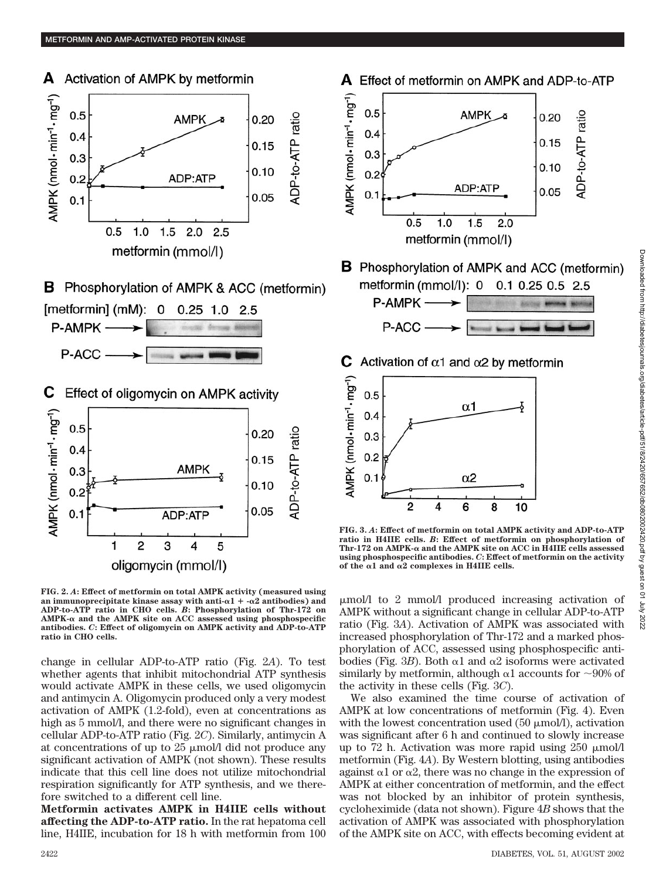FIG. 2. *A*: Effect of metformin on total AMPK activity (measured using an immunoprecipitate kinase assay with anti-α1 + -α2 antibodies) and ADP-to-ATP ratio in CHO cells. *B*: Phosphorylation of Thr-172 on AMPK-α and the AMPK site on ACC assessed using phosphospecific antibodies. *C*: Effect of oligomycin on AMPK activity and ADP-to-ATP ratio in CHO cells.

FIG. 3. *A*: Effect of metformin on total AMPK activity and ADP-to-ATP ratio in H4IIE cells. *B*: Effect of metformin on phosphorylation of Thr-172 on AMPK-α and the AMPK site on ACC in H4IIE cells assessed using phosphospecific antibodies. *C*: Effect of metformin on the activity of the α1 and α2 complexes in H4IIE cells.

change in cellular ADP-to-ATP ratio (Fig. 2*A*). To test whether agents that inhibit mitochondrial ATP synthesis would activate AMPK in these cells, we used oligomycin and antimycin A. Oligomycin produced only a very modest activation of AMPK (1.2-fold), even at concentrations as high as 5 mmol/l, and there were no significant changes in cellular ADP-to-ATP ratio (Fig. 2*C*). Similarly, antimycin A at concentrations of up to 25 μmol/l did not produce any significant activation of AMPK (not shown). These results indicate that this cell line does not utilize mitochondrial respiration significantly for ATP synthesis, and we therefore switched to a different cell line.

**Metformin activates AMPK in H4IIE cells without affecting the ADP-to-ATP ratio.** In the rat hepatoma cell line, H4IIE, incubation for 18 h with metformin from 100 μmol/l to 2 mmol/l produced increasing activation of AMPK without a significant change in cellular ADP-to-ATP ratio (Fig. 3*A*). Activation of AMPK was associated with increased phosphorylation of Thr-172 and a marked phosphorylation of ACC, assessed using phosphospecific antibodies (Fig. 3*B*). Both α1 and α2 isoforms were activated similarly by metformin, although α1 accounts for ~90% of the activity in these cells (Fig. 3*C*).

We also examined the time course of activation of AMPK at low concentrations of metformin (Fig. 4). Even with the lowest concentration used (50 μmol/l), activation was significant after 6 h and continued to slowly increase up to 72 h. Activation was more rapid using 250 μmol/l metformin (Fig. 4*A*). By Western blotting, using antibodies against α1 or α2, there was no change in the expression of AMPK at either concentration of metformin, and the effect was not blocked by an inhibitor of protein synthesis, cycloheximide (data not shown). Figure 4*B* shows that the activation of AMPK was associated with phosphorylation of the AMPK site on ACC, with effects becoming evident at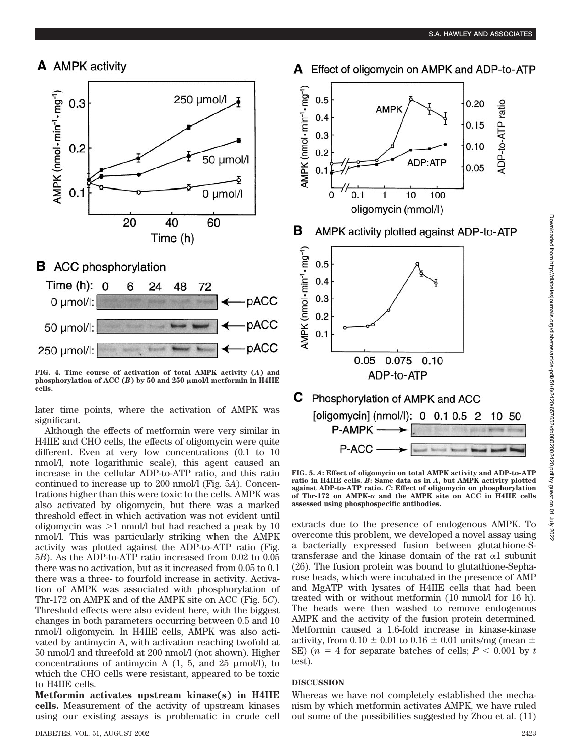FIG. 4. Time course of activation of total AMPK activity (*A*) and phosphorylation of ACC (*B*) by 50 and 250 μmol/l metformin in H4IIE cells.

later time points, where the activation of AMPK was significant.

Although the effects of metformin were very similar in H4IIE and CHO cells, the effects of oligomycin were quite different. Even at very low concentrations (0.1 to 10 nmol/l, note logarithmic scale), this agent caused an increase in the cellular ADP-to-ATP ratio, and this ratio continued to increase up to 200 nmol/l (Fig. 5*A*). Concentrations higher than this were toxic to the cells. AMPK was also activated by oligomycin, but there was a marked threshold effect in which activation was not evident until oligomycin was >1 nmol/l but had reached a peak by 10 nmol/l. This was particularly striking when the AMPK activity was plotted against the ADP-to-ATP ratio (Fig. 5*B*). As the ADP-to-ATP ratio increased from 0.02 to 0.05 there was no activation, but as it increased from 0.05 to 0.1 there was a three- to fourfold increase in activity. Activation of AMPK was associated with phosphorylation of Thr-172 on AMPK and of the AMPK site on ACC (Fig. 5*C*). Threshold effects were also evident here, with the biggest changes in both parameters occurring between 0.5 and 10 nmol/l oligomycin. In H4IIE cells, AMPK was also activated by antimycin A, with activation reaching twofold at 50 nmol/l and threefold at 200 nmol/l (not shown). Higher concentrations of antimycin A (1, 5, and 25 μmol/l), to which the CHO cells were resistant, appeared to be toxic to H4IIE cells.

**Metformin activates upstream kinase(s) in H4IIE cells.** Measurement of the activity of upstream kinases using our existing assays is problematic in crude cell extracts due to the presence of endogenous AMPK. To overcome this problem, we developed a novel assay using a bacterially expressed fusion between glutathione-S-transferase and the kinase domain of the rat α1 subunit (26). The fusion protein was bound to glutathione-Sepharose beads, which were incubated in the presence of AMP and MgATP with lysates of H4IIE cells that had been treated with or without metformin (10 mmol/l for 16 h). The beads were then washed to remove endogenous AMPK and the activity of the fusion protein determined. Metformin caused a 1.6-fold increase in kinase-kinase activity, from 0.10 ± 0.01 to 0.16 ± 0.01 units/mg (mean ± SE) ($n = 4$ for separate batches of cells; $P < 0.001$ by $t$ test).

FIG. 5. *A*: Effect of oligomycin on total AMPK activity and ADP-to-ATP ratio in H4IIE cells. *B*: Same data as in *A*, but AMPK activity plotted against ADP-to-ATP ratio. *C*: Effect of oligomycin on phosphorylation of Thr-172 on AMPK-α and the AMPK site on ACC in H4IIE cells assessed using phosphospecific antibodies.

## DISCUSSION

Whereas we have not completely established the mechanism by which metformin activates AMPK, we have ruled out some of the possibilities suggested by Zhou et al. (11)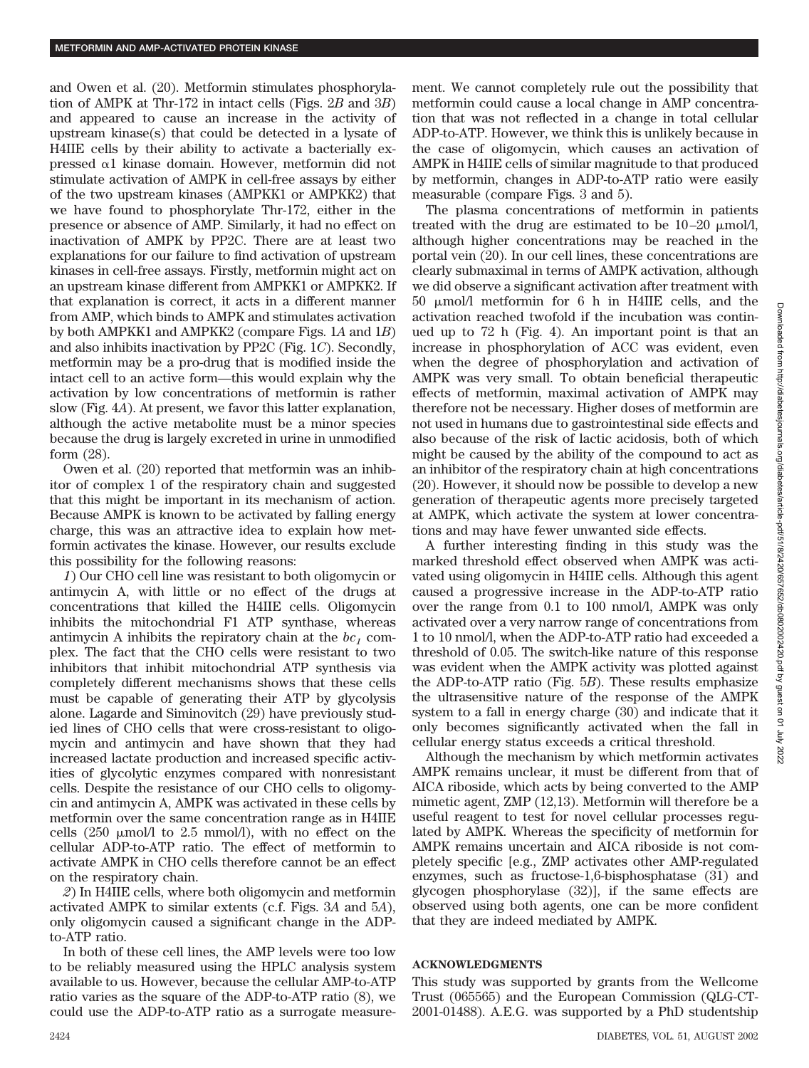and Owen et al. (20). Metformin stimulates phosphorylation of AMPK at Thr-172 in intact cells (Figs. 2*B* and 3*B*) and appeared to cause an increase in the activity of upstream kinase(s) that could be detected in a lysate of H4IIE cells by their ability to activate a bacterially expressed α1 kinase domain. However, metformin did not stimulate activation of AMPK in cell-free assays by either of the two upstream kinases (AMPKK1 or AMPKK2) that we have found to phosphorylate Thr-172, either in the presence or absence of AMP. Similarly, it had no effect on inactivation of AMPK by PP2C. There are at least two explanations for our failure to find activation of upstream kinases in cell-free assays. Firstly, metformin might act on an upstream kinase different from AMPKK1 or AMPKK2. If that explanation is correct, it acts in a different manner from AMP, which binds to AMPK and stimulates activation by both AMPKK1 and AMPKK2 (compare Figs. 1*A* and 1*B*) and also inhibits inactivation by PP2C (Fig. 1*C*). Secondly, metformin may be a pro-drug that is modified inside the intact cell to an active form—this would explain why the activation by low concentrations of metformin is rather slow (Fig. 4*A*). At present, we favor this latter explanation, although the active metabolite must be a minor species because the drug is largely excreted in urine in unmodified form (28).

Owen et al. (20) reported that metformin was an inhibitor of complex 1 of the respiratory chain and suggested that this might be important in its mechanism of action. Because AMPK is known to be activated by falling energy charge, this was an attractive idea to explain how metformin activates the kinase. However, our results exclude this possibility for the following reasons:

*1*) Our CHO cell line was resistant to both oligomycin or antimycin A, with little or no effect of the drugs at concentrations that killed the H4IIE cells. Oligomycin inhibits the mitochondrial F1 ATP synthase, whereas antimycin A inhibits the repiratory chain at the $bc_1$ complex. The fact that the CHO cells were resistant to two inhibitors that inhibit mitochondrial ATP synthesis via completely different mechanisms shows that these cells must be capable of generating their ATP by glycolysis alone. Lagarde and Siminovitch (29) have previously studied lines of CHO cells that were cross-resistant to oligomycin and antimycin and have shown that they had increased lactate production and increased specific activities of glycolytic enzymes compared with nonresistant cells. Despite the resistance of our CHO cells to oligomycin and antimycin A, AMPK was activated in these cells by metformin over the same concentration range as in H4IIE cells (250 μmol/l to 2.5 mmol/l), with no effect on the cellular ADP-to-ATP ratio. The effect of metformin to activate AMPK in CHO cells therefore cannot be an effect on the respiratory chain.

*2*) In H4IIE cells, where both oligomycin and metformin activated AMPK to similar extents (c.f. Figs. 3*A* and 5*A*), only oligomycin caused a significant change in the ADP-to-ATP ratio.

In both of these cell lines, the AMP levels were too low to be reliably measured using the HPLC analysis system available to us. However, because the cellular AMP-to-ATP ratio varies as the square of the ADP-to-ATP ratio (8), we could use the ADP-to-ATP ratio as a surrogate measurement. We cannot completely rule out the possibility that metformin could cause a local change in AMP concentration that was not reflected in a change in total cellular ADP-to-ATP. However, we think this is unlikely because in the case of oligomycin, which causes an activation of AMPK in H4IIE cells of similar magnitude to that produced by metformin, changes in ADP-to-ATP ratio were easily measurable (compare Figs. 3 and 5).

The plasma concentrations of metformin in patients treated with the drug are estimated to be 10–20 μmol/l, although higher concentrations may be reached in the portal vein (20). In our cell lines, these concentrations are clearly submaximal in terms of AMPK activation, although we did observe a significant activation after treatment with 50 μmol/l metformin for 6 h in H4IIE cells, and the activation reached twofold if the incubation was continued up to 72 h (Fig. 4). An important point is that an increase in phosphorylation of ACC was evident, even when the degree of phosphorylation and activation of AMPK was very small. To obtain beneficial therapeutic effects of metformin, maximal activation of AMPK may therefore not be necessary. Higher doses of metformin are not used in humans due to gastrointestinal side effects and also because of the risk of lactic acidosis, both of which might be caused by the ability of the compound to act as an inhibitor of the respiratory chain at high concentrations (20). However, it should now be possible to develop a new generation of therapeutic agents more precisely targeted at AMPK, which activate the system at lower concentrations and may have fewer unwanted side effects.

A further interesting finding in this study was the marked threshold effect observed when AMPK was activated using oligomycin in H4IIE cells. Although this agent caused a progressive increase in the ADP-to-ATP ratio over the range from 0.1 to 100 nmol/l, AMPK was only activated over a very narrow range of concentrations from 1 to 10 nmol/l, when the ADP-to-ATP ratio had exceeded a threshold of 0.05. The switch-like nature of this response was evident when the AMPK activity was plotted against the ADP-to-ATP ratio (Fig. 5*B*). These results emphasize the ultrasensitive nature of the response of the AMPK system to a fall in energy charge (30) and indicate that it only becomes significantly activated when the fall in cellular energy status exceeds a critical threshold.

Although the mechanism by which metformin activates AMPK remains unclear, it must be different from that of AICA riboside, which acts by being converted to the AMP mimetic agent, ZMP (12,13). Metformin will therefore be a useful reagent to test for novel cellular processes regulated by AMPK. Whereas the specificity of metformin for AMPK remains uncertain and AICA riboside is not completely specific [e.g., ZMP activates other AMP-regulated enzymes, such as fructose-1,6-bisphosphatase (31) and glycogen phosphorylase (32)], if the same effects are observed using both agents, one can be more confident that they are indeed mediated by AMPK.

## ACKNOWLEDGMENTS

This study was supported by grants from the Wellcome Trust (065565) and the European Commission (QLG-CT-2001-01488). A.E.G. was supported by a PhD studentship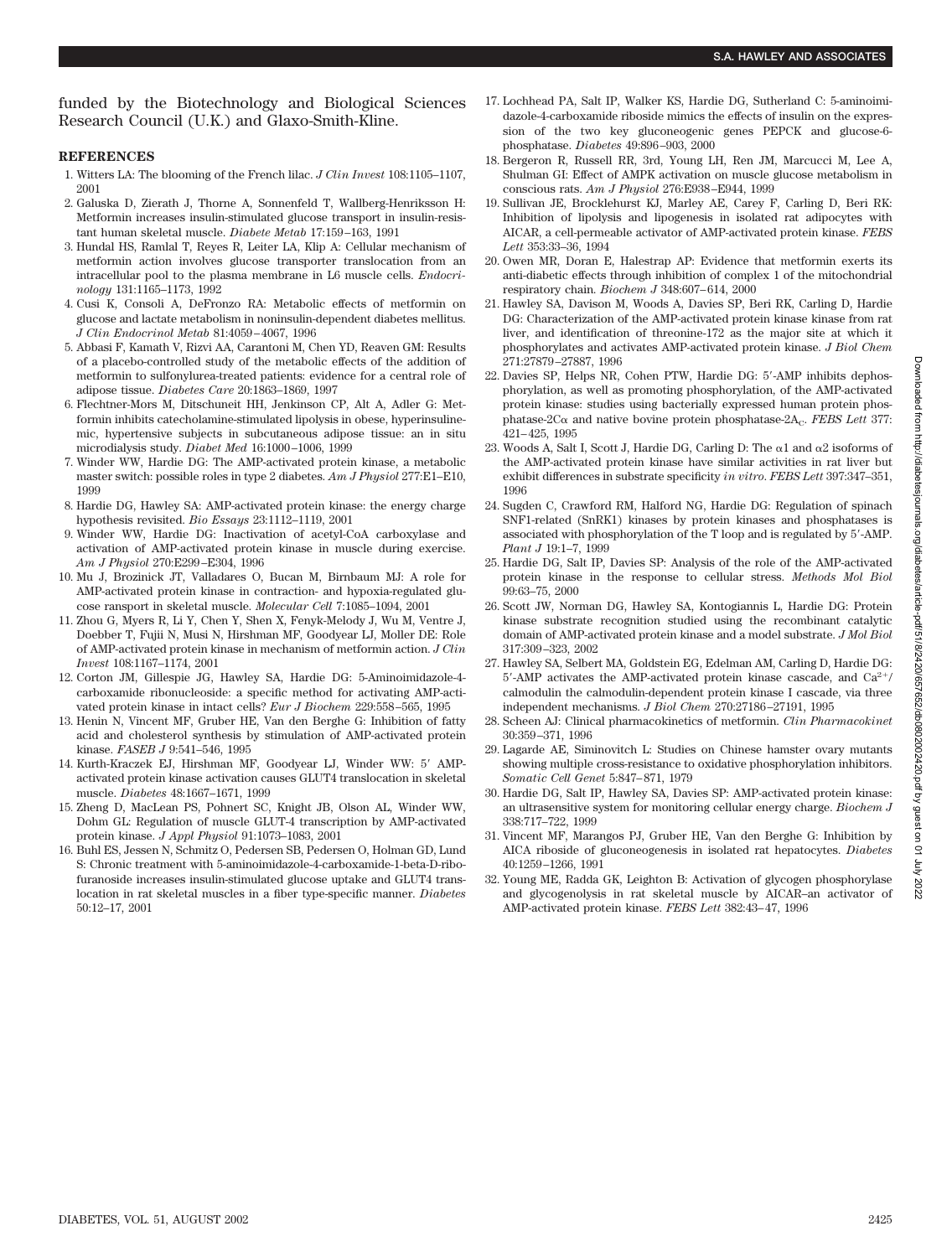funded by the Biotechnology and Biological Sciences Research Council (U.K.) and Glaxo-Smith-Kline.

## REFERENCES

1. Witters LA: The blooming of the French lilac. *J Clin Invest* 108:1105–1107, 2001
2. Galuska D, Zierath J, Thorne A, Sonnenfeld T, Wallberg-Henriksson H: Metformin increases insulin-stimulated glucose transport in insulin-resistant human skeletal muscle. *Diabete Metab* 17:159–163, 1991
3. Hundal HS, Ramlal T, Reyes R, Leiter LA, Klip A: Cellular mechanism of metformin action involves glucose transporter translocation from an intracellular pool to the plasma membrane in L6 muscle cells. *Endocrinology* 131:1165–1173, 1992
4. Cusi K, Consoli A, DeFronzo RA: Metabolic effects of metformin on glucose and lactate metabolism in noninsulin-dependent diabetes mellitus. *J Clin Endocrinol Metab* 81:4059–4067, 1996
5. Abbasi F, Kamath V, Rizvi AA, Carantoni M, Chen YD, Reaven GM: Results of a placebo-controlled study of the metabolic effects of the addition of metformin to sulfonylurea-treated patients: evidence for a central role of adipose tissue. *Diabetes Care* 20:1863–1869, 1997
6. Flechtner-Mors M, Ditschuneit HH, Jenkinson CP, Alt A, Adler G: Metformin inhibits catecholamine-stimulated lipolysis in obese, hyperinsulinemic, hypertensive subjects in subcutaneous adipose tissue: an in situ microdialysis study. *Diabet Med* 16:1000–1006, 1999
7. Winder WW, Hardie DG: The AMP-activated protein kinase, a metabolic master switch: possible roles in type 2 diabetes. *Am J Physiol* 277:E1–E10, 1999
8. Hardie DG, Hawley SA: AMP-activated protein kinase: the energy charge hypothesis revisited. *Bio Essays* 23:1112–1119, 2001
9. Winder WW, Hardie DG: Inactivation of acetyl-CoA carboxylase and activation of AMP-activated protein kinase in muscle during exercise. *Am J Physiol* 270:E299–E304, 1996
10. Mu J, Brozinick JT, Valladares O, Bucan M, Birnbaum MJ: A role for AMP-activated protein kinase in contraction- and hypoxia-regulated glucose ransport in skeletal muscle. *Molecular Cell* 7:1085–1094, 2001
11. Zhou G, Myers R, Li Y, Chen Y, Shen X, Fenyk-Melody J, Wu M, Ventre J, Doebber T, Fujii N, Musi N, Hirshman MF, Goodyear LJ, Moller DE: Role of AMP-activated protein kinase in mechanism of metformin action. *J Clin Invest* 108:1167–1174, 2001
12. Corton JM, Gillespie JG, Hawley SA, Hardie DG: 5-Aminoimidazole-4-carboxamide ribonucleoside: a specific method for activating AMP-activated protein kinase in intact cells? *Eur J Biochem* 229:558–565, 1995
13. Henin N, Vincent MF, Gruber HE, Van den Berghe G: Inhibition of fatty acid and cholesterol synthesis by stimulation of AMP-activated protein kinase. *FASEB J* 9:541–546, 1995
14. Kurth-Kraczek EJ, Hirshman MF, Goodyear LJ, Winder WW: 5′ AMP-activated protein kinase activation causes GLUT4 translocation in skeletal muscle. *Diabetes* 48:1667–1671, 1999
15. Zheng D, MacLean PS, Pohnert SC, Knight JB, Olson AL, Winder WW, Dohm GL: Regulation of muscle GLUT-4 transcription by AMP-activated protein kinase. *J Appl Physiol* 91:1073–1083, 2001
16. Buhl ES, Jessen N, Schmitz O, Pedersen SB, Pedersen O, Holman GD, Lund S: Chronic treatment with 5-aminoimidazole-4-carboxamide-1-beta-D-ribofuranoside increases insulin-stimulated glucose uptake and GLUT4 translocation in rat skeletal muscles in a fiber type-specific manner. *Diabetes* 50:12–17, 2001
17. Lochhead PA, Salt IP, Walker KS, Hardie DG, Sutherland C: 5-aminoimidazole-4-carboxamide riboside mimics the effects of insulin on the expression of the two key gluconeogenic genes PEPCK and glucose-6-phosphatase. *Diabetes* 49:896–903, 2000
18. Bergeron R, Russell RR, 3rd, Young LH, Ren JM, Marcucci M, Lee A, Shulman GI: Effect of AMPK activation on muscle glucose metabolism in conscious rats. *Am J Physiol* 276:E938–E944, 1999
19. Sullivan JE, Brocklehurst KJ, Marley AE, Carey F, Carling D, Beri RK: Inhibition of lipolysis and lipogenesis in isolated rat adipocytes with AICAR, a cell-permeable activator of AMP-activated protein kinase. *FEBS Lett* 353:33–36, 1994
20. Owen MR, Doran E, Halestrap AP: Evidence that metformin exerts its anti-diabetic effects through inhibition of complex 1 of the mitochondrial respiratory chain. *Biochem J* 348:607–614, 2000
21. Hawley SA, Davison M, Woods A, Davies SP, Beri RK, Carling D, Hardie DG: Characterization of the AMP-activated protein kinase kinase from rat liver, and identification of threonine-172 as the major site at which it phosphorylates and activates AMP-activated protein kinase. *J Biol Chem* 271:27879–27887, 1996
22. Davies SP, Helps NR, Cohen PTW, Hardie DG: 5′-AMP inhibits dephosphorylation, as well as promoting phosphorylation, of the AMP-activated protein kinase: studies using bacterially expressed human protein phosphatase-2Cα and native bovine protein phosphatase-$2A_C$. *FEBS Lett* 377: 421–425, 1995
23. Woods A, Salt I, Scott J, Hardie DG, Carling D: The α1 and α2 isoforms of the AMP-activated protein kinase have similar activities in rat liver but exhibit differences in substrate specificity *in vitro*. *FEBS Lett* 397:347–351, 1996
24. Sugden C, Crawford RM, Halford NG, Hardie DG: Regulation of spinach SNF1-related (SnRK1) kinases by protein kinases and phosphatases is associated with phosphorylation of the T loop and is regulated by 5′-AMP. *Plant J* 19:1–7, 1999
25. Hardie DG, Salt IP, Davies SP: Analysis of the role of the AMP-activated protein kinase in the response to cellular stress. *Methods Mol Biol* 99:63–75, 2000
26. Scott JW, Norman DG, Hawley SA, Kontogiannis L, Hardie DG: Protein kinase substrate recognition studied using the recombinant catalytic domain of AMP-activated protein kinase and a model substrate. *J Mol Biol* 317:309–323, 2002
27. Hawley SA, Selbert MA, Goldstein EG, Edelman AM, Carling D, Hardie DG: 5′-AMP activates the AMP-activated protein kinase cascade, and $Ca^{2+}$/calmodulin the calmodulin-dependent protein kinase I cascade, via three independent mechanisms. *J Biol Chem* 270:27186–27191, 1995
28. Scheen AJ: Clinical pharmacokinetics of metformin. *Clin Pharmacokinet* 30:359–371, 1996
29. Lagarde AE, Siminovitch L: Studies on Chinese hamster ovary mutants showing multiple cross-resistance to oxidative phosphorylation inhibitors. *Somatic Cell Genet* 5:847–871, 1979
30. Hardie DG, Salt IP, Hawley SA, Davies SP: AMP-activated protein kinase: an ultrasensitive system for monitoring cellular energy charge. *Biochem J* 338:717–722, 1999
31. Vincent MF, Marangos PJ, Gruber HE, Van den Berghe G: Inhibition by AICA riboside of gluconeogenesis in isolated rat hepatocytes. *Diabetes* 40:1259–1266, 1991
32. Young ME, Radda GK, Leighton B: Activation of glycogen phosphorylase and glycogenolysis in rat skeletal muscle by AICAR–an activator of AMP-activated protein kinase. *FEBS Lett* 382:43–47, 1996